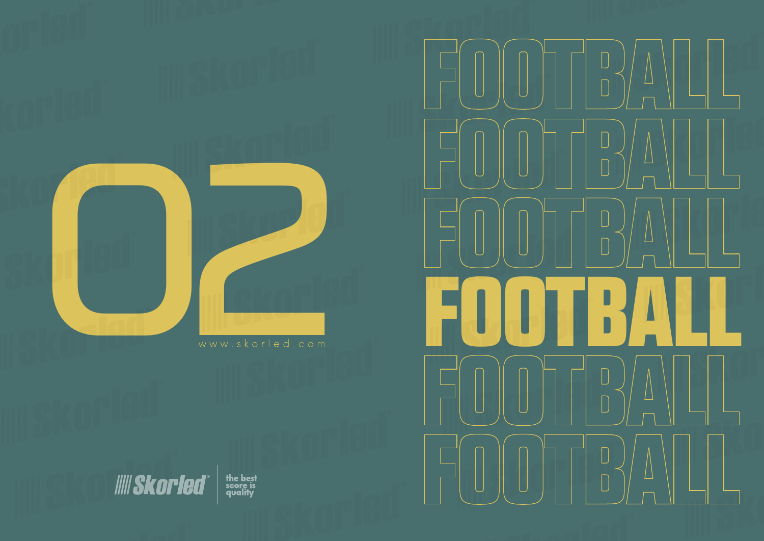# 02

www.skorled.com

# FOOTBALL

FOOTBALL

FOOTBALL

FOOTBALL

FOOTBALL

FOOTBALL

Skorled® the best score is quality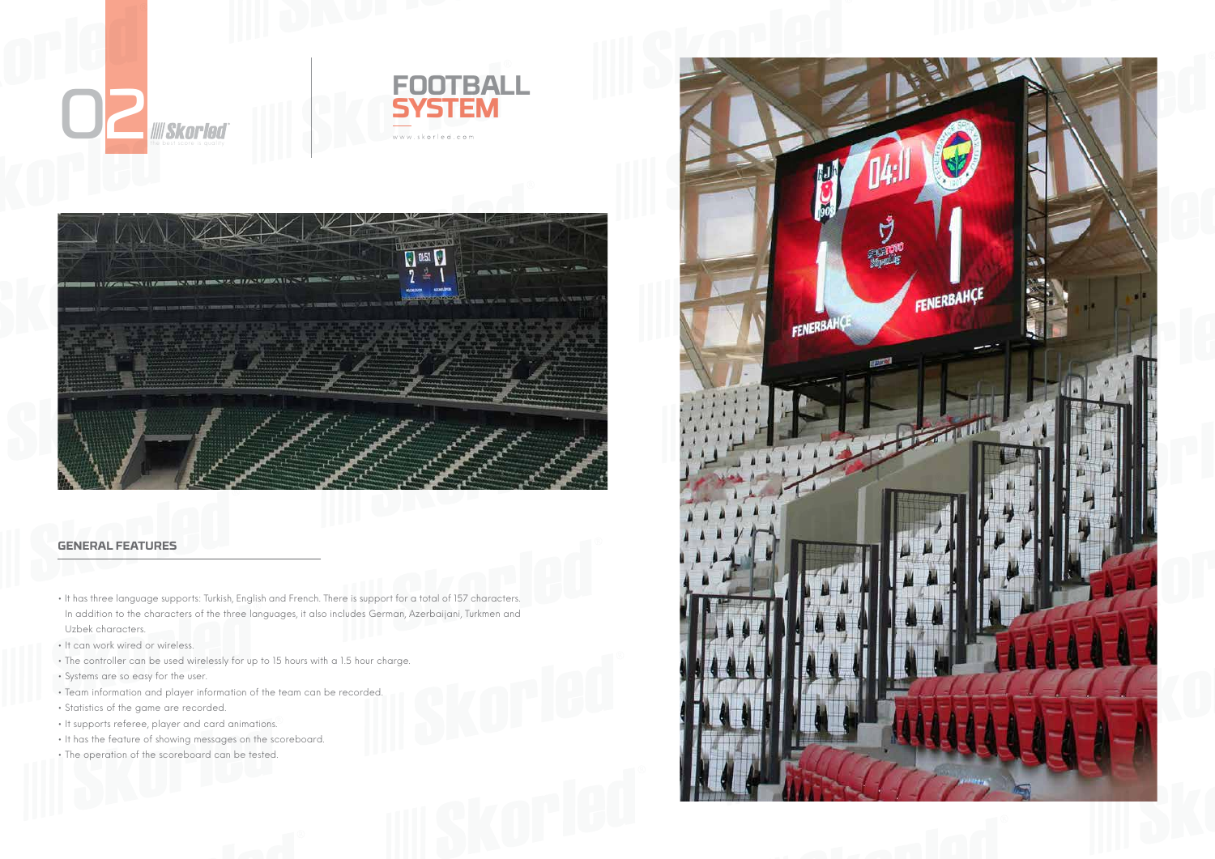02 Skorled — the best score is quality

# FOOTBALL SYSTEM

www.skorled.com

## GENERAL FEATURES

- It has three language supports: Turkish, English and French. There is support for a total of 157 characters. In addition to the characters of the three languages, it also includes German, Azerbaijani, Turkmen and Uzbek characters.
- It can work wired or wireless.
- The controller can be used wirelessly for up to 15 hours with a 1.5 hour charge.
- Systems are so easy for the user.
- Team information and player information of the team can be recorded.
- Statistics of the game are recorded.
- It supports referee, player and card animations.
- It has the feature of showing messages on the scoreboard.
- The operation of the scoreboard can be tested.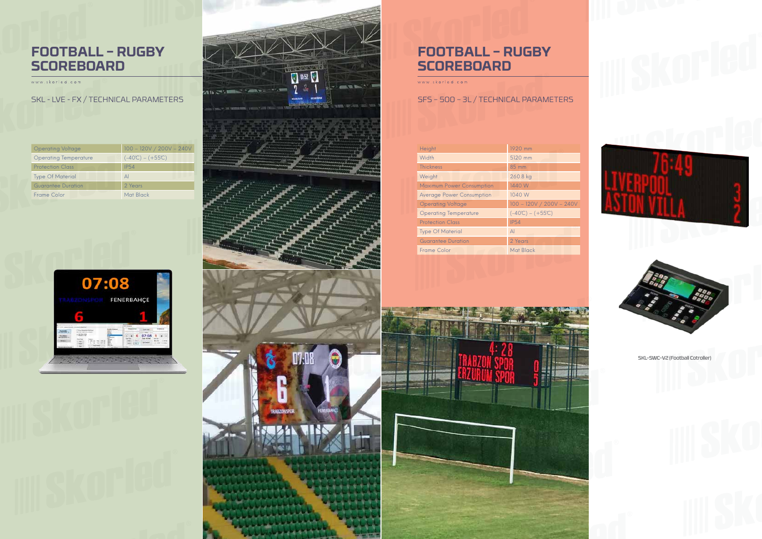# FOOTBALL – RUGBY SCOREBOARD

www.skorled.com

SKL - LVE - FX / TECHNICAL PARAMETERS

| Operating Voltage | 100 – 120V / 200V – 240V |
| --- | --- |
| Operating Temperature | (-40C) – (+55C) |
| Protection Class | IP54 |
| Type Of Material | Al |
| Guarantee Duration | 2 Years |
| Frame Color | Mat Black |

# FOOTBALL – RUGBY SCOREBOARD

www.skorled.com

SFS - 500 - 3L / TECHNICAL PARAMETERS

| Height | 1920 mm |
| --- | --- |
| Width | 5120 mm |
| Thickness | 85 mm |
| Weight | 260.8 kg |
| Maximum Power Consumption | 1440 W |
| Average Power Consumption | 1040 W |
| Operating Voltage | 100 – 120V / 200V – 240V |
| Operating Temperature | (-40C) – (+55C) |
| Protection Class | IP54 |
| Type Of Material | Al |
| Guarantee Duration | 2 Years |
| Frame Color | Mat Black |

SKL-SWC-V2 (Football Cotroller)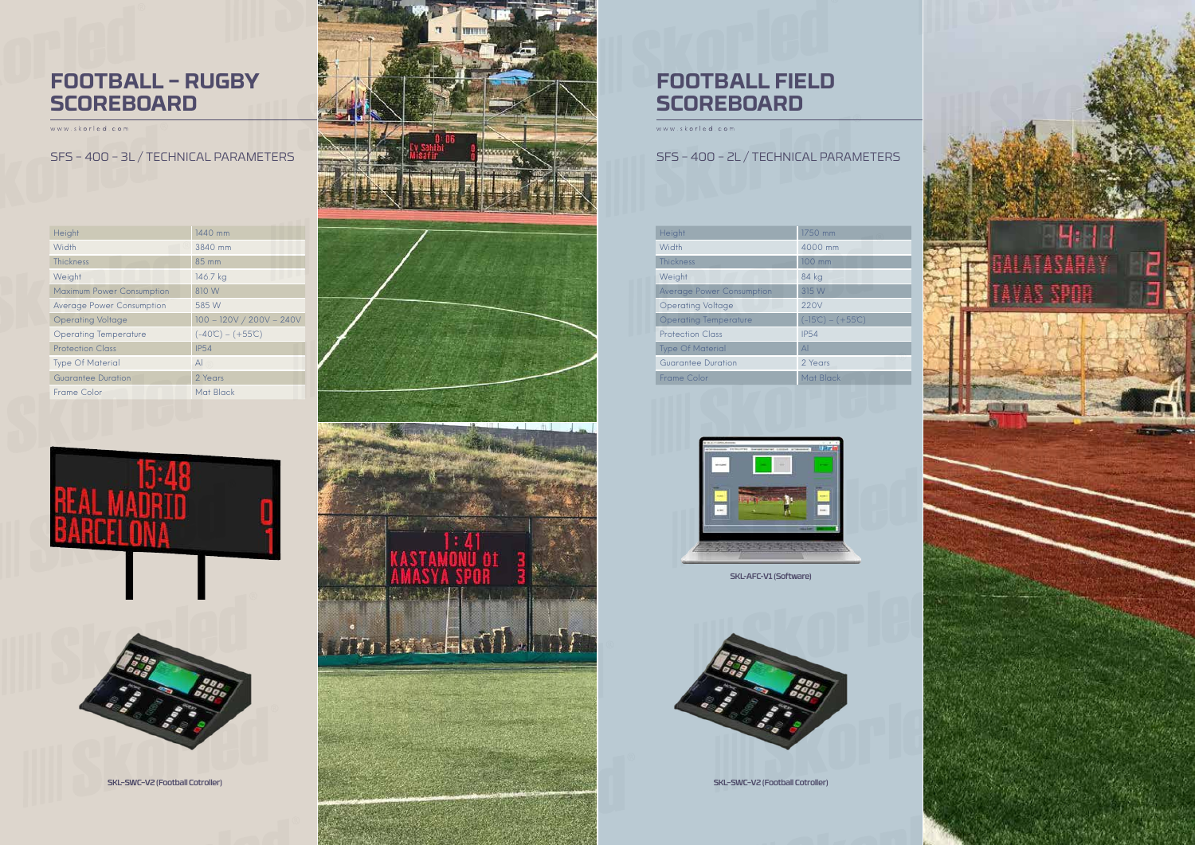# FOOTBALL – RUGBY SCOREBOARD

www.skorled.com

## SFS – 400 – 3L / TECHNICAL PARAMETERS

| Height | 1440 mm |
|---|---|
| Width | 3840 mm |
| Thickness | 85 mm |
| Weight | 146.7 kg |
| Maximum Power Consumption | 810 W |
| Average Power Consumption | 585 W |
| Operating Voltage | 100 – 120V / 200V – 240V |
| Operating Temperature | (-40℃) – (+55℃) |
| Protection Class | IP54 |
| Type Of Material | Al |
| Guarantee Duration | 2 Years |
| Frame Color | Mat Black |

SKL-SWC-V2 (Football Cotroller)

# FOOTBALL FIELD SCOREBOARD

www.skorled.com

## SFS – 400 – 2L / TECHNICAL PARAMETERS

| Height | 1750 mm |
|---|---|
| Width | 4000 mm |
| Thickness | 100 mm |
| Weight | 84 kg |
| Average Power Consumption | 315 W |
| Operating Voltage | 220V |
| Operating Temperature | (-15℃) – (+55℃) |
| Protection Class | IP54 |
| Type Of Material | Al |
| Guarantee Duration | 2 Years |
| Frame Color | Mat Black |

SKL-AFC-V1 (Software)

SKL-SWC-V2 (Football Cotroller)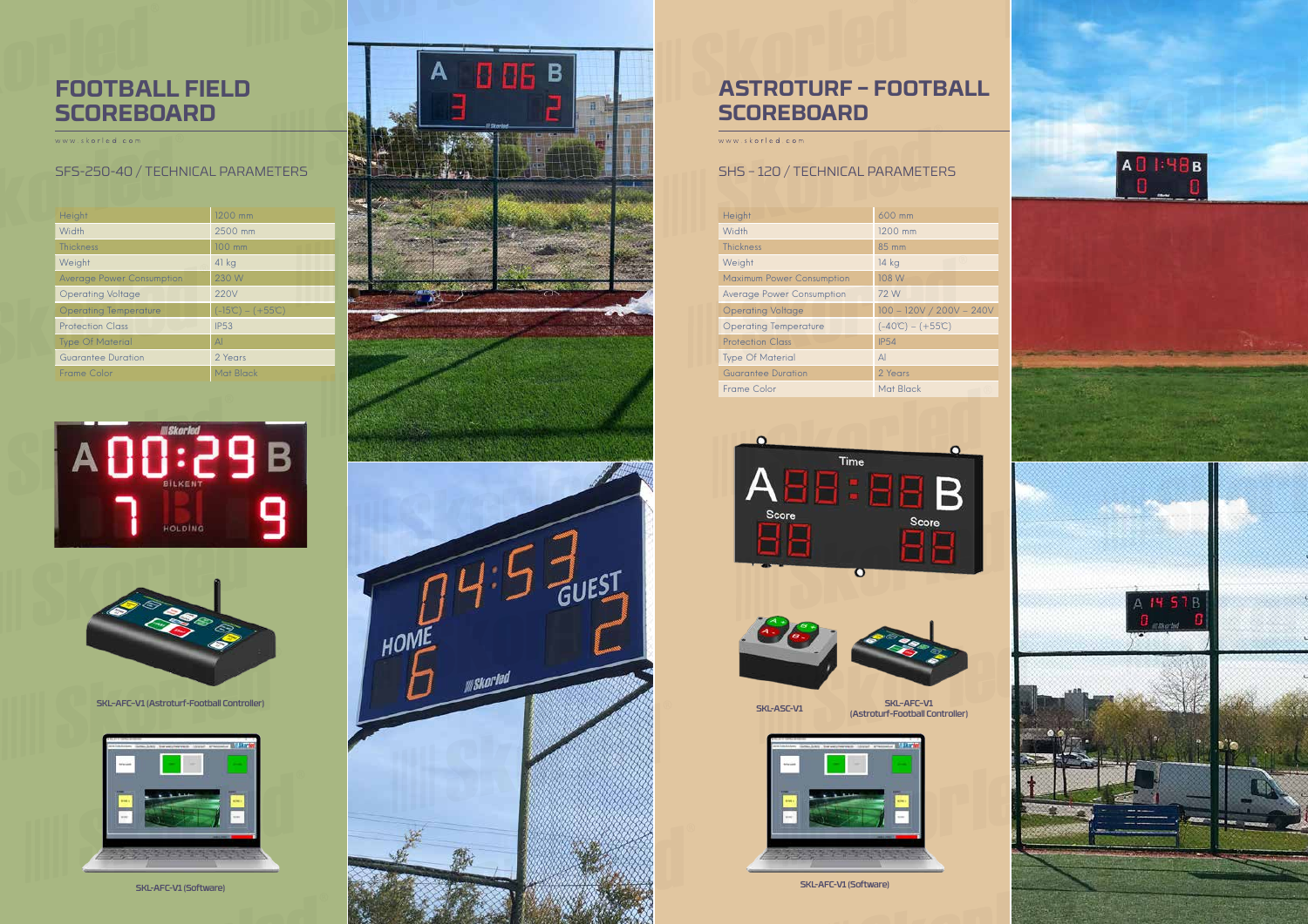# FOOTBALL FIELD SCOREBOARD

www.skorled.com

## SFS-250-40 / TECHNICAL PARAMETERS

| | |
|---|---|
| Height | 1200 mm |
| Width | 2500 mm |
| Thickness | 100 mm |
| Weight | 41 kg |
| Average Power Consumption | 230 W |
| Operating Voltage | 220V |
| Operating Temperature | (-15C) – (+55C) |
| Protection Class | IP53 |
| Type Of Material | Al |
| Guarantee Duration | 2 Years |
| Frame Color | Mat Black |

SKL-AFC-V1 (Astroturf-Football Controller)

SKL-AFC-V1 (Software)

# ASTROTURF – FOOTBALL SCOREBOARD

www.skorled.com

## SHS – 120 / TECHNICAL PARAMETERS

| | |
|---|---|
| Height | 600 mm |
| Width | 1200 mm |
| Thickness | 85 mm |
| Weight | 14 kg |
| Maximum Power Consumption | 108 W |
| Average Power Consumption | 72 W |
| Operating Voltage | 100 – 120V / 200V – 240V |
| Operating Temperature | (-40C) – (+55C) |
| Protection Class | IP54 |
| Type Of Material | Al |
| Guarantee Duration | 2 Years |
| Frame Color | Mat Black |

SKL-ASC-V1

SKL-AFC-V1 (Astroturf-Football Controller)

SKL-AFC-V1 (Software)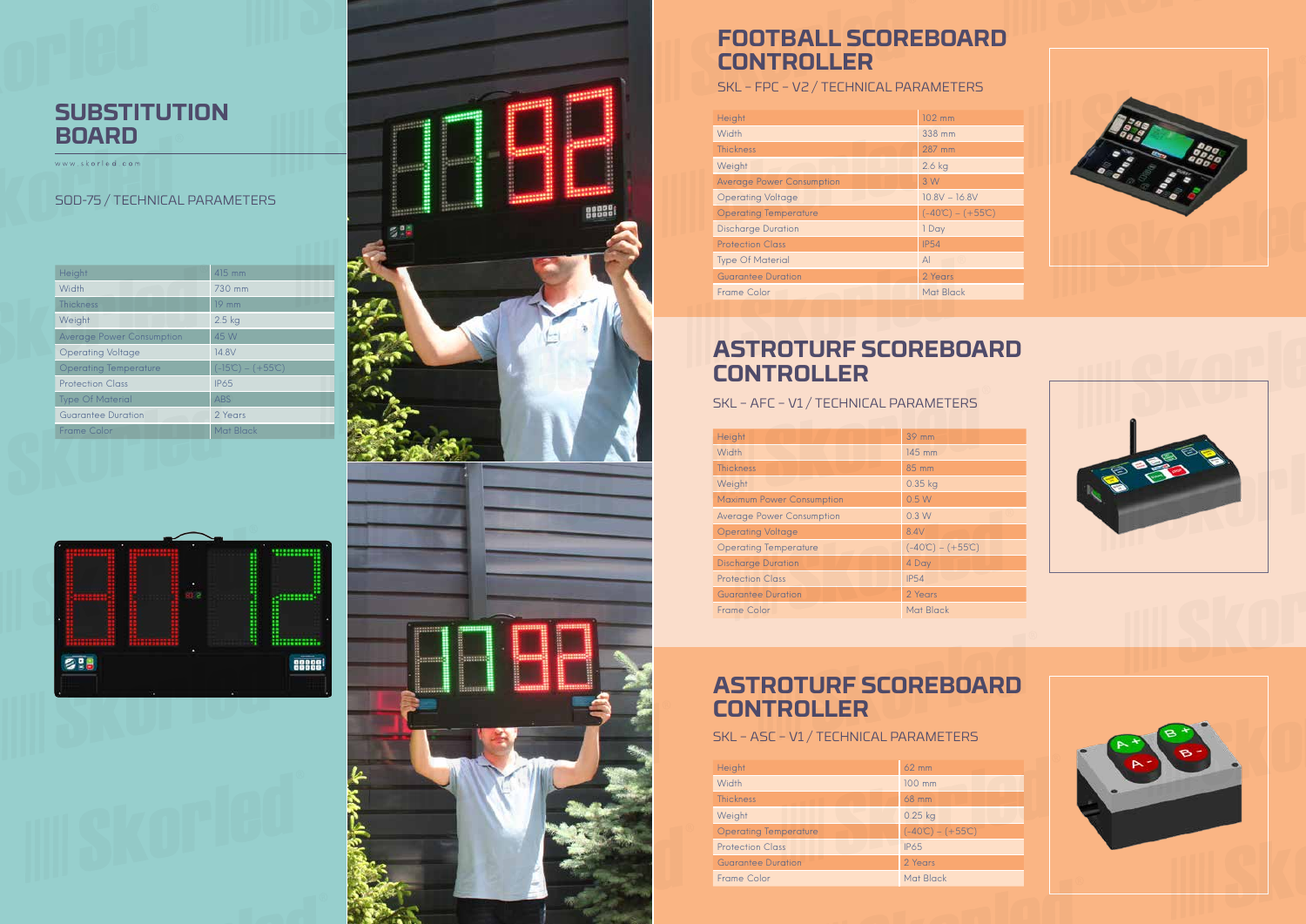## SUBSTITUTION BOARD

www.skorled.com

SOD-75 / TECHNICAL PARAMETERS

| | |
|---|---|
| Height | 415 mm |
| Width | 730 mm |
| Thickness | 19 mm |
| Weight | 2.5 kg |
| Average Power Consumption | 45 W |
| Operating Voltage | 14.8V |
| Operating Temperature | (-15C) - (+55C) |
| Protection Class | IP65 |
| Type Of Material | ABS |
| Guarantee Duration | 2 Years |
| Frame Color | Mat Black |

## FOOTBALL SCOREBOARD CONTROLLER

SKL - FPC - V2 / TECHNICAL PARAMETERS

| | |
|---|---|
| Height | 102 mm |
| Width | 338 mm |
| Thickness | 287 mm |
| Weight | 2.6 kg |
| Average Power Consumption | 3 W |
| Operating Voltage | 10.8V - 16.8V |
| Operating Temperature | (-40C) - (+55C) |
| Discharge Duration | 1 Day |
| Protection Class | IP54 |
| Type Of Material | Al |
| Guarantee Duration | 2 Years |
| Frame Color | Mat Black |

## ASTROTURF SCOREBOARD CONTROLLER

SKL - AFC - V1 / TECHNICAL PARAMETERS

| | |
|---|---|
| Height | 39 mm |
| Width | 145 mm |
| Thickness | 85 mm |
| Weight | 0.35 kg |
| Maximum Power Consumption | 0.5 W |
| Average Power Consumption | 0.3 W |
| Operating Voltage | 8.4V |
| Operating Temperature | (-40C) - (+55C) |
| Discharge Duration | 4 Day |
| Protection Class | IP54 |
| Guarantee Duration | 2 Years |
| Frame Color | Mat Black |

## ASTROTURF SCOREBOARD CONTROLLER

SKL - ASC - V1 / TECHNICAL PARAMETERS

| | |
|---|---|
| Height | 62 mm |
| Width | 100 mm |
| Thickness | 68 mm |
| Weight | 0.25 kg |
| Operating Temperature | (-40C) - (+55C) |
| Protection Class | IP65 |
| Guarantee Duration | 2 Years |
| Frame Color | Mat Black |